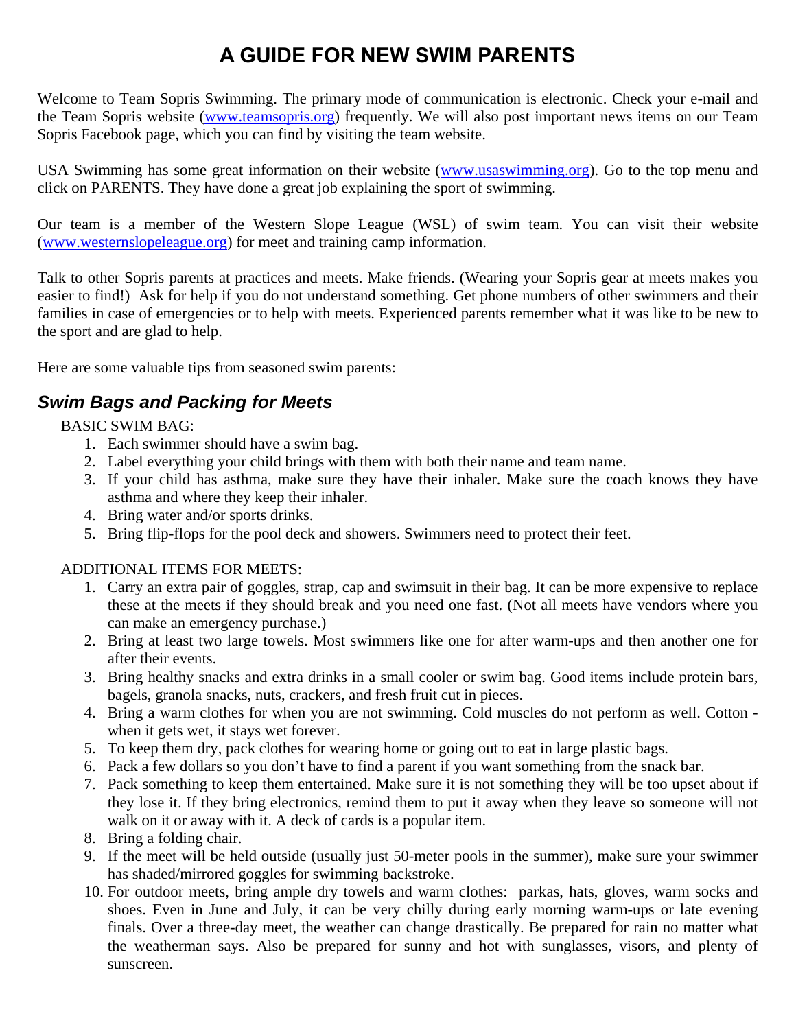# A GUIDE FOR NEW SWIM PARENTS

Welcome to Team Sopris Swimming. The primary mode of communication is electronic. Check your e-mail and the Team Sopris website (www.teamsopris.org) frequently. We will also post important news items on our Team Sopris Facebook page, which you can find by visiting the team website.

USA Swimming has some great information on their website (www.usaswimming.org). Go to the top menu and click on PARENTS. They have done a great job explaining the sport of swimming.

Our team is a member of the Western Slope League (WSL) of swim team. You can visit their website (www.westernslopeleague.org) for meet and training camp information.

Talk to other Sopris parents at practices and meets. Make friends. (Wearing your Sopris gear at meets makes you easier to find!) Ask for help if you do not understand something. Get phone numbers of other swimmers and their families in case of emergencies or to help with meets. Experienced parents remember what it was like to be new to the sport and are glad to help.

Here are some valuable tips from seasoned swim parents:

## *Swim Bags and Packing for Meets*

BASIC SWIM BAG:

1. Each swimmer should have a swim bag.
2. Label everything your child brings with them with both their name and team name.
3. If your child has asthma, make sure they have their inhaler. Make sure the coach knows they have asthma and where they keep their inhaler.
4. Bring water and/or sports drinks.
5. Bring flip-flops for the pool deck and showers. Swimmers need to protect their feet.

ADDITIONAL ITEMS FOR MEETS:

1. Carry an extra pair of goggles, strap, cap and swimsuit in their bag. It can be more expensive to replace these at the meets if they should break and you need one fast. (Not all meets have vendors where you can make an emergency purchase.)
2. Bring at least two large towels. Most swimmers like one for after warm-ups and then another one for after their events.
3. Bring healthy snacks and extra drinks in a small cooler or swim bag. Good items include protein bars, bagels, granola snacks, nuts, crackers, and fresh fruit cut in pieces.
4. Bring a warm clothes for when you are not swimming. Cold muscles do not perform as well. Cotton - when it gets wet, it stays wet forever.
5. To keep them dry, pack clothes for wearing home or going out to eat in large plastic bags.
6. Pack a few dollars so you don't have to find a parent if you want something from the snack bar.
7. Pack something to keep them entertained. Make sure it is not something they will be too upset about if they lose it. If they bring electronics, remind them to put it away when they leave so someone will not walk on it or away with it. A deck of cards is a popular item.
8. Bring a folding chair.
9. If the meet will be held outside (usually just 50-meter pools in the summer), make sure your swimmer has shaded/mirrored goggles for swimming backstroke.
10. For outdoor meets, bring ample dry towels and warm clothes: parkas, hats, gloves, warm socks and shoes. Even in June and July, it can be very chilly during early morning warm-ups or late evening finals. Over a three-day meet, the weather can change drastically. Be prepared for rain no matter what the weatherman says. Also be prepared for sunny and hot with sunglasses, visors, and plenty of sunscreen.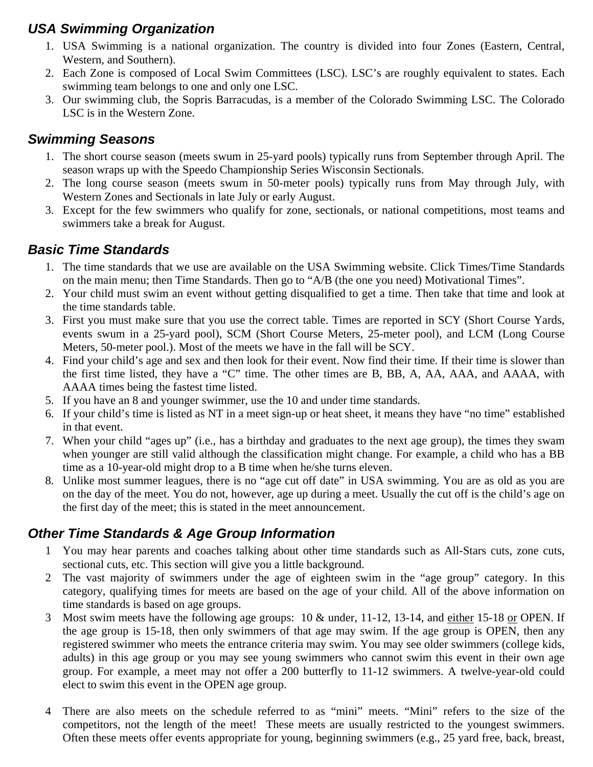## *USA Swimming Organization*

1. USA Swimming is a national organization. The country is divided into four Zones (Eastern, Central, Western, and Southern).
2. Each Zone is composed of Local Swim Committees (LSC). LSC's are roughly equivalent to states. Each swimming team belongs to one and only one LSC.
3. Our swimming club, the Sopris Barracudas, is a member of the Colorado Swimming LSC. The Colorado LSC is in the Western Zone.

## *Swimming Seasons*

1. The short course season (meets swum in 25-yard pools) typically runs from September through April. The season wraps up with the Speedo Championship Series Wisconsin Sectionals.
2. The long course season (meets swum in 50-meter pools) typically runs from May through July, with Western Zones and Sectionals in late July or early August.
3. Except for the few swimmers who qualify for zone, sectionals, or national competitions, most teams and swimmers take a break for August.

## *Basic Time Standards*

1. The time standards that we use are available on the USA Swimming website. Click Times/Time Standards on the main menu; then Time Standards. Then go to "A/B (the one you need) Motivational Times".
2. Your child must swim an event without getting disqualified to get a time. Then take that time and look at the time standards table.
3. First you must make sure that you use the correct table. Times are reported in SCY (Short Course Yards, events swum in a 25-yard pool), SCM (Short Course Meters, 25-meter pool), and LCM (Long Course Meters, 50-meter pool.). Most of the meets we have in the fall will be SCY.
4. Find your child's age and sex and then look for their event. Now find their time. If their time is slower than the first time listed, they have a "C" time. The other times are B, BB, A, AA, AAA, and AAAA, with AAAA times being the fastest time listed.
5. If you have an 8 and younger swimmer, use the 10 and under time standards.
6. If your child's time is listed as NT in a meet sign-up or heat sheet, it means they have "no time" established in that event.
7. When your child "ages up" (i.e., has a birthday and graduates to the next age group), the times they swam when younger are still valid although the classification might change. For example, a child who has a BB time as a 10-year-old might drop to a B time when he/she turns eleven.
8. Unlike most summer leagues, there is no "age cut off date" in USA swimming. You are as old as you are on the day of the meet. You do not, however, age up during a meet. Usually the cut off is the child's age on the first day of the meet; this is stated in the meet announcement.

## *Other Time Standards & Age Group Information*

1. You may hear parents and coaches talking about other time standards such as All-Stars cuts, zone cuts, sectional cuts, etc. This section will give you a little background.
2. The vast majority of swimmers under the age of eighteen swim in the "age group" category. In this category, qualifying times for meets are based on the age of your child. All of the above information on time standards is based on age groups.
3. Most swim meets have the following age groups: 10 & under, 11-12, 13-14, and <u>either</u> 15-18 <u>or</u> OPEN. If the age group is 15-18, then only swimmers of that age may swim. If the age group is OPEN, then any registered swimmer who meets the entrance criteria may swim. You may see older swimmers (college kids, adults) in this age group or you may see young swimmers who cannot swim this event in their own age group. For example, a meet may not offer a 200 butterfly to 11-12 swimmers. A twelve-year-old could elect to swim this event in the OPEN age group.

4. There are also meets on the schedule referred to as "mini" meets. "Mini" refers to the size of the competitors, not the length of the meet! These meets are usually restricted to the youngest swimmers. Often these meets offer events appropriate for young, beginning swimmers (e.g., 25 yard free, back, breast,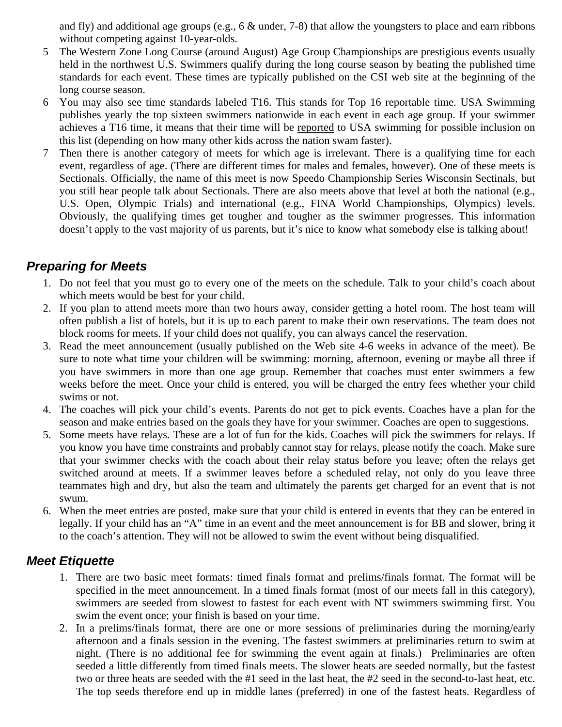and fly) and additional age groups (e.g., 6 & under, 7-8) that allow the youngsters to place and earn ribbons without competing against 10-year-olds.

5 The Western Zone Long Course (around August) Age Group Championships are prestigious events usually held in the northwest U.S. Swimmers qualify during the long course season by beating the published time standards for each event. These times are typically published on the CSI web site at the beginning of the long course season.

6 You may also see time standards labeled T16. This stands for Top 16 reportable time. USA Swimming publishes yearly the top sixteen swimmers nationwide in each event in each age group. If your swimmer achieves a T16 time, it means that their time will be reported to USA swimming for possible inclusion on this list (depending on how many other kids across the nation swam faster).

7 Then there is another category of meets for which age is irrelevant. There is a qualifying time for each event, regardless of age. (There are different times for males and females, however). One of these meets is Sectionals. Officially, the name of this meet is now Speedo Championship Series Wisconsin Sectinals, but you still hear people talk about Sectionals. There are also meets above that level at both the national (e.g., U.S. Open, Olympic Trials) and international (e.g., FINA World Championships, Olympics) levels. Obviously, the qualifying times get tougher and tougher as the swimmer progresses. This information doesn't apply to the vast majority of us parents, but it's nice to know what somebody else is talking about!

### *Preparing for Meets*

1. Do not feel that you must go to every one of the meets on the schedule. Talk to your child's coach about which meets would be best for your child.
2. If you plan to attend meets more than two hours away, consider getting a hotel room. The host team will often publish a list of hotels, but it is up to each parent to make their own reservations. The team does not block rooms for meets. If your child does not qualify, you can always cancel the reservation.
3. Read the meet announcement (usually published on the Web site 4-6 weeks in advance of the meet). Be sure to note what time your children will be swimming: morning, afternoon, evening or maybe all three if you have swimmers in more than one age group. Remember that coaches must enter swimmers a few weeks before the meet. Once your child is entered, you will be charged the entry fees whether your child swims or not.
4. The coaches will pick your child's events. Parents do not get to pick events. Coaches have a plan for the season and make entries based on the goals they have for your swimmer. Coaches are open to suggestions.
5. Some meets have relays. These are a lot of fun for the kids. Coaches will pick the swimmers for relays. If you know you have time constraints and probably cannot stay for relays, please notify the coach. Make sure that your swimmer checks with the coach about their relay status before you leave; often the relays get switched around at meets. If a swimmer leaves before a scheduled relay, not only do you leave three teammates high and dry, but also the team and ultimately the parents get charged for an event that is not swum.
6. When the meet entries are posted, make sure that your child is entered in events that they can be entered in legally. If your child has an "A" time in an event and the meet announcement is for BB and slower, bring it to the coach's attention. They will not be allowed to swim the event without being disqualified.

### *Meet Etiquette*

1. There are two basic meet formats: timed finals format and prelims/finals format. The format will be specified in the meet announcement. In a timed finals format (most of our meets fall in this category), swimmers are seeded from slowest to fastest for each event with NT swimmers swimming first. You swim the event once; your finish is based on your time.
2. In a prelims/finals format, there are one or more sessions of preliminaries during the morning/early afternoon and a finals session in the evening. The fastest swimmers at preliminaries return to swim at night. (There is no additional fee for swimming the event again at finals.) Preliminaries are often seeded a little differently from timed finals meets. The slower heats are seeded normally, but the fastest two or three heats are seeded with the #1 seed in the last heat, the #2 seed in the second-to-last heat, etc. The top seeds therefore end up in middle lanes (preferred) in one of the fastest heats. Regardless of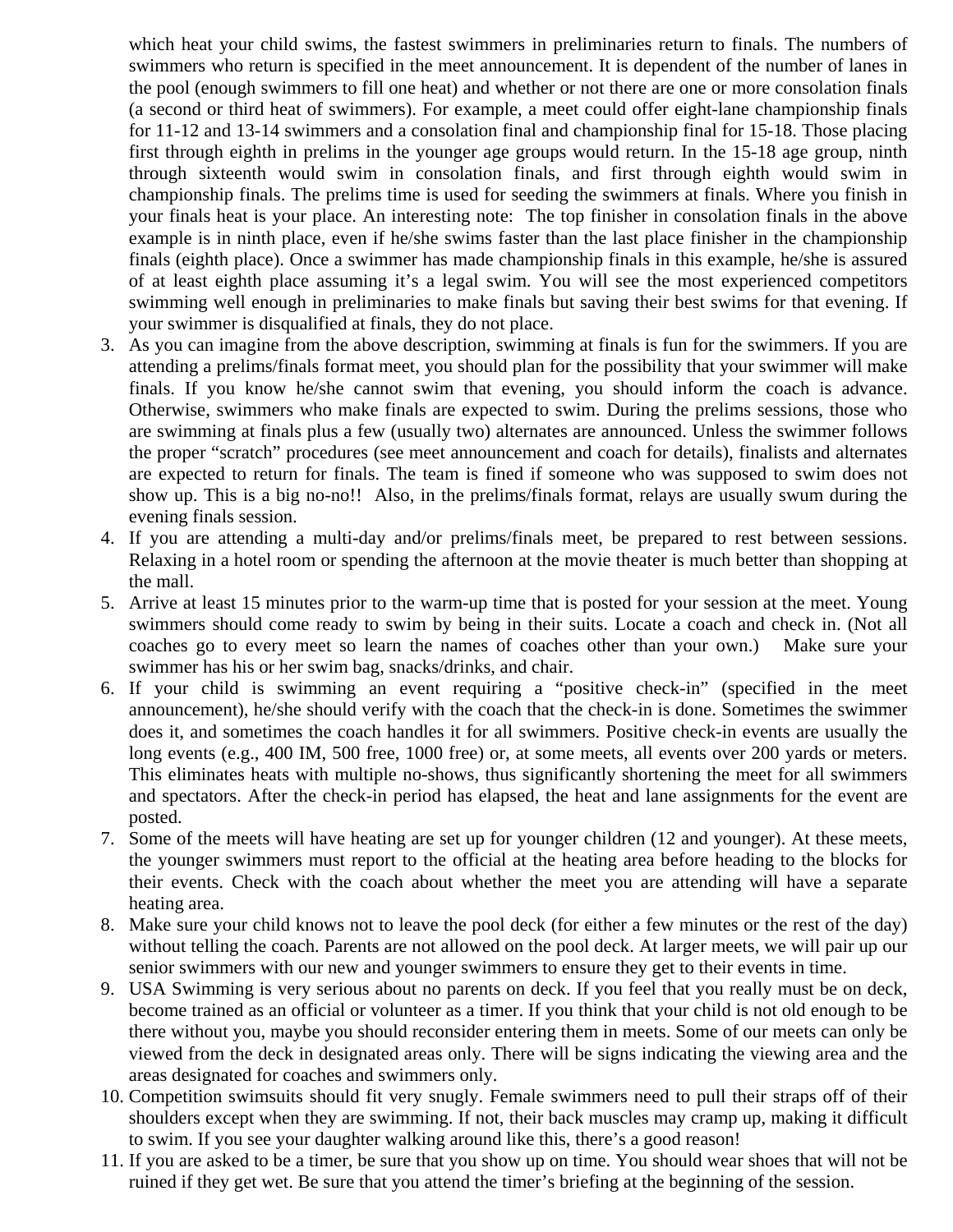which heat your child swims, the fastest swimmers in preliminaries return to finals. The numbers of swimmers who return is specified in the meet announcement. It is dependent of the number of lanes in the pool (enough swimmers to fill one heat) and whether or not there are one or more consolation finals (a second or third heat of swimmers). For example, a meet could offer eight-lane championship finals for 11-12 and 13-14 swimmers and a consolation final and championship final for 15-18. Those placing first through eighth in prelims in the younger age groups would return. In the 15-18 age group, ninth through sixteenth would swim in consolation finals, and first through eighth would swim in championship finals. The prelims time is used for seeding the swimmers at finals. Where you finish in your finals heat is your place. An interesting note: The top finisher in consolation finals in the above example is in ninth place, even if he/she swims faster than the last place finisher in the championship finals (eighth place). Once a swimmer has made championship finals in this example, he/she is assured of at least eighth place assuming it's a legal swim. You will see the most experienced competitors swimming well enough in preliminaries to make finals but saving their best swims for that evening. If your swimmer is disqualified at finals, they do not place.

3. As you can imagine from the above description, swimming at finals is fun for the swimmers. If you are attending a prelims/finals format meet, you should plan for the possibility that your swimmer will make finals. If you know he/she cannot swim that evening, you should inform the coach is advance. Otherwise, swimmers who make finals are expected to swim. During the prelims sessions, those who are swimming at finals plus a few (usually two) alternates are announced. Unless the swimmer follows the proper "scratch" procedures (see meet announcement and coach for details), finalists and alternates are expected to return for finals. The team is fined if someone who was supposed to swim does not show up. This is a big no-no!! Also, in the prelims/finals format, relays are usually swum during the evening finals session.
4. If you are attending a multi-day and/or prelims/finals meet, be prepared to rest between sessions. Relaxing in a hotel room or spending the afternoon at the movie theater is much better than shopping at the mall.
5. Arrive at least 15 minutes prior to the warm-up time that is posted for your session at the meet. Young swimmers should come ready to swim by being in their suits. Locate a coach and check in. (Not all coaches go to every meet so learn the names of coaches other than your own.) Make sure your swimmer has his or her swim bag, snacks/drinks, and chair.
6. If your child is swimming an event requiring a "positive check-in" (specified in the meet announcement), he/she should verify with the coach that the check-in is done. Sometimes the swimmer does it, and sometimes the coach handles it for all swimmers. Positive check-in events are usually the long events (e.g., 400 IM, 500 free, 1000 free) or, at some meets, all events over 200 yards or meters. This eliminates heats with multiple no-shows, thus significantly shortening the meet for all swimmers and spectators. After the check-in period has elapsed, the heat and lane assignments for the event are posted.
7. Some of the meets will have heating are set up for younger children (12 and younger). At these meets, the younger swimmers must report to the official at the heating area before heading to the blocks for their events. Check with the coach about whether the meet you are attending will have a separate heating area.
8. Make sure your child knows not to leave the pool deck (for either a few minutes or the rest of the day) without telling the coach. Parents are not allowed on the pool deck. At larger meets, we will pair up our senior swimmers with our new and younger swimmers to ensure they get to their events in time.
9. USA Swimming is very serious about no parents on deck. If you feel that you really must be on deck, become trained as an official or volunteer as a timer. If you think that your child is not old enough to be there without you, maybe you should reconsider entering them in meets. Some of our meets can only be viewed from the deck in designated areas only. There will be signs indicating the viewing area and the areas designated for coaches and swimmers only.
10. Competition swimsuits should fit very snugly. Female swimmers need to pull their straps off of their shoulders except when they are swimming. If not, their back muscles may cramp up, making it difficult to swim. If you see your daughter walking around like this, there's a good reason!
11. If you are asked to be a timer, be sure that you show up on time. You should wear shoes that will not be ruined if they get wet. Be sure that you attend the timer's briefing at the beginning of the session.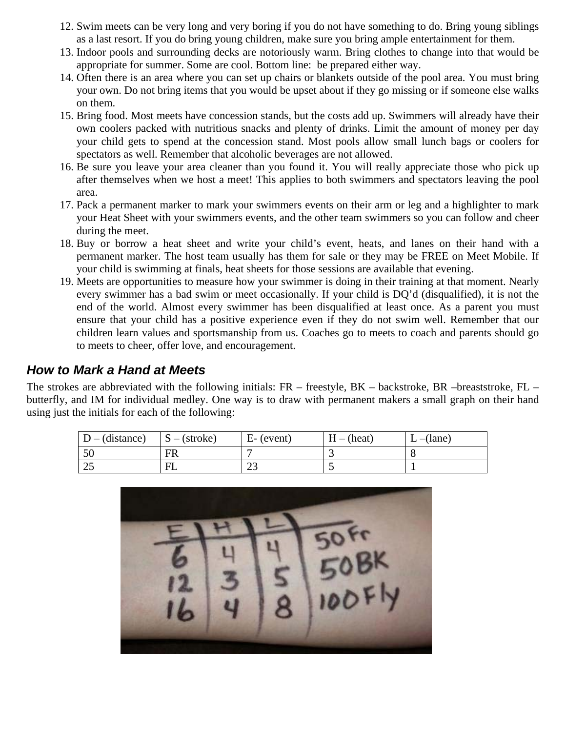12. Swim meets can be very long and very boring if you do not have something to do. Bring young siblings as a last resort. If you do bring young children, make sure you bring ample entertainment for them.
13. Indoor pools and surrounding decks are notoriously warm. Bring clothes to change into that would be appropriate for summer. Some are cool. Bottom line: be prepared either way.
14. Often there is an area where you can set up chairs or blankets outside of the pool area. You must bring your own. Do not bring items that you would be upset about if they go missing or if someone else walks on them.
15. Bring food. Most meets have concession stands, but the costs add up. Swimmers will already have their own coolers packed with nutritious snacks and plenty of drinks. Limit the amount of money per day your child gets to spend at the concession stand. Most pools allow small lunch bags or coolers for spectators as well. Remember that alcoholic beverages are not allowed.
16. Be sure you leave your area cleaner than you found it. You will really appreciate those who pick up after themselves when we host a meet! This applies to both swimmers and spectators leaving the pool area.
17. Pack a permanent marker to mark your swimmers events on their arm or leg and a highlighter to mark your Heat Sheet with your swimmers events, and the other team swimmers so you can follow and cheer during the meet.
18. Buy or borrow a heat sheet and write your child's event, heats, and lanes on their hand with a permanent marker. The host team usually has them for sale or they may be FREE on Meet Mobile. If your child is swimming at finals, heat sheets for those sessions are available that evening.
19. Meets are opportunities to measure how your swimmer is doing in their training at that moment. Nearly every swimmer has a bad swim or meet occasionally. If your child is DQ'd (disqualified), it is not the end of the world. Almost every swimmer has been disqualified at least once. As a parent you must ensure that your child has a positive experience even if they do not swim well. Remember that our children learn values and sportsmanship from us. Coaches go to meets to coach and parents should go to meets to cheer, offer love, and encouragement.

### *How to Mark a Hand at Meets*

The strokes are abbreviated with the following initials: FR – freestyle, BK – backstroke, BR –breaststroke, FL – butterfly, and IM for individual medley. One way is to draw with permanent makers a small graph on their hand using just the initials for each of the following:

| D – (distance) | S – (stroke) | E- (event) | H – (heat) | L –(lane) |
|---|---|---|---|---|
| 50 | FR | 7 | 3 | 8 |
| 25 | FL | 23 | 5 | 1 |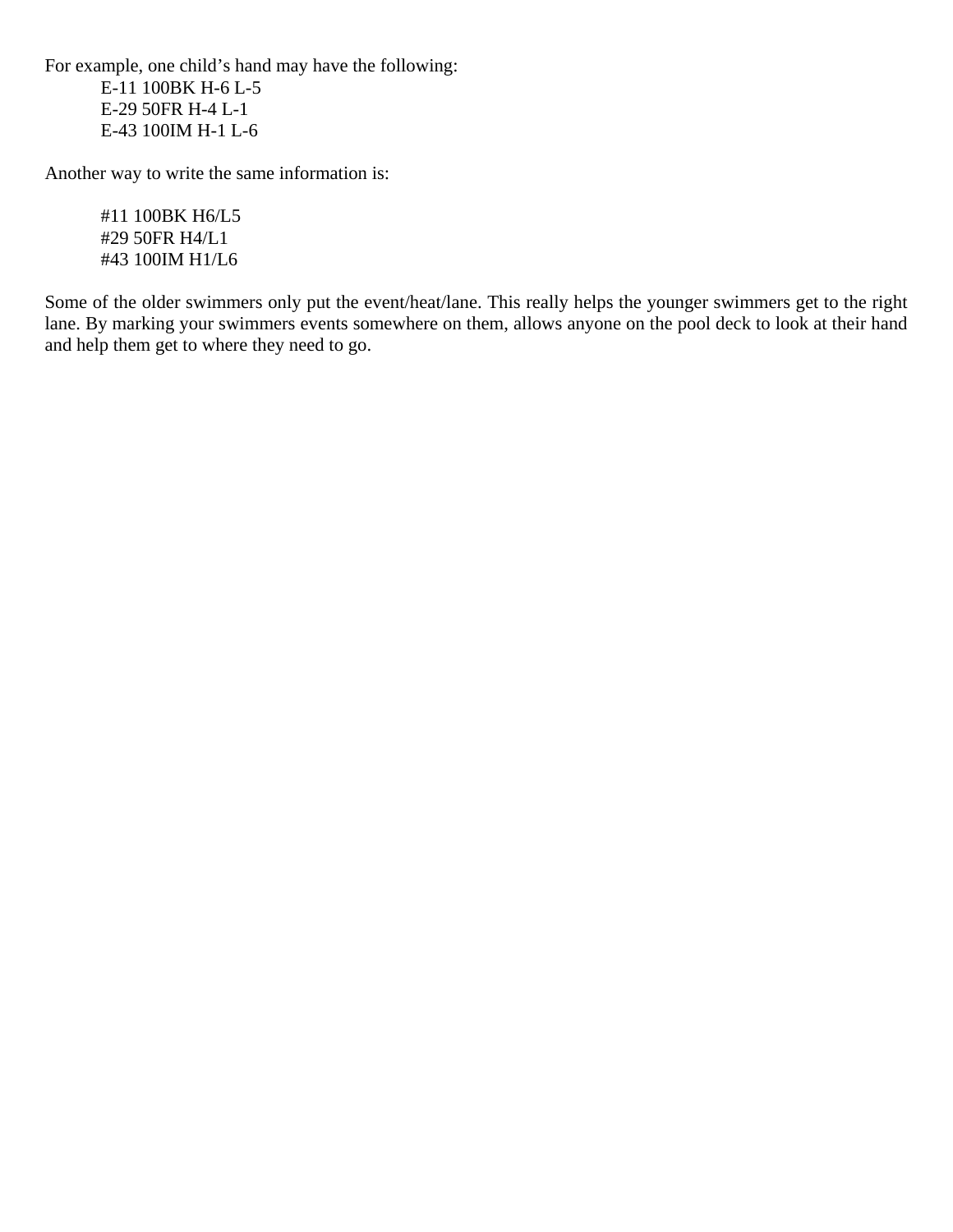For example, one child's hand may have the following:

E-11 100BK H-6 L-5
E-29 50FR H-4 L-1
E-43 100IM H-1 L-6

Another way to write the same information is:

#11 100BK H6/L5
#29 50FR H4/L1
#43 100IM H1/L6

Some of the older swimmers only put the event/heat/lane. This really helps the younger swimmers get to the right lane. By marking your swimmers events somewhere on them, allows anyone on the pool deck to look at their hand and help them get to where they need to go.